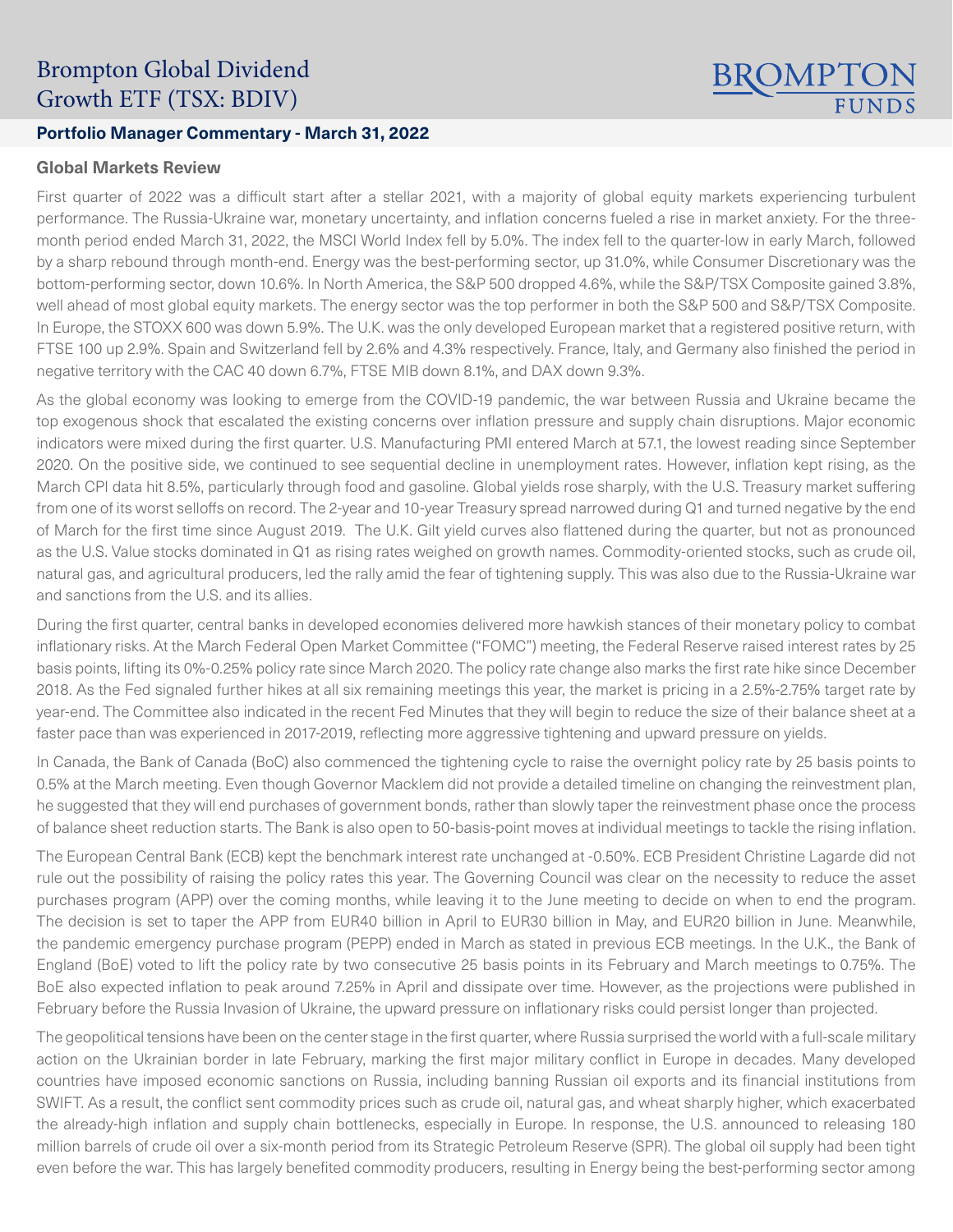# Brompton Global Dividend Growth ETF (TSX: BDIV)

**Portfolio Manager Commentary - March 31, 2022**

## Global Markets Review

First quarter of 2022 was a difficult start after a stellar 2021, with a majority of global equity markets experiencing turbulent performance. The Russia-Ukraine war, monetary uncertainty, and inflation concerns fueled a rise in market anxiety. For the three-month period ended March 31, 2022, the MSCI World Index fell by 5.0%. The index fell to the quarter-low in early March, followed by a sharp rebound through month-end. Energy was the best-performing sector, up 31.0%, while Consumer Discretionary was the bottom-performing sector, down 10.6%. In North America, the S&P 500 dropped 4.6%, while the S&P/TSX Composite gained 3.8%, well ahead of most global equity markets. The energy sector was the top performer in both the S&P 500 and S&P/TSX Composite. In Europe, the STOXX 600 was down 5.9%. The U.K. was the only developed European market that a registered positive return, with FTSE 100 up 2.9%. Spain and Switzerland fell by 2.6% and 4.3% respectively. France, Italy, and Germany also finished the period in negative territory with the CAC 40 down 6.7%, FTSE MIB down 8.1%, and DAX down 9.3%.

As the global economy was looking to emerge from the COVID-19 pandemic, the war between Russia and Ukraine became the top exogenous shock that escalated the existing concerns over inflation pressure and supply chain disruptions. Major economic indicators were mixed during the first quarter. U.S. Manufacturing PMI entered March at 57.1, the lowest reading since September 2020. On the positive side, we continued to see sequential decline in unemployment rates. However, inflation kept rising, as the March CPI data hit 8.5%, particularly through food and gasoline. Global yields rose sharply, with the U.S. Treasury market suffering from one of its worst selloffs on record. The 2-year and 10-year Treasury spread narrowed during Q1 and turned negative by the end of March for the first time since August 2019. The U.K. Gilt yield curves also flattened during the quarter, but not as pronounced as the U.S. Value stocks dominated in Q1 as rising rates weighed on growth names. Commodity-oriented stocks, such as crude oil, natural gas, and agricultural producers, led the rally amid the fear of tightening supply. This was also due to the Russia-Ukraine war and sanctions from the U.S. and its allies.

During the first quarter, central banks in developed economies delivered more hawkish stances of their monetary policy to combat inflationary risks. At the March Federal Open Market Committee ("FOMC") meeting, the Federal Reserve raised interest rates by 25 basis points, lifting its 0%-0.25% policy rate since March 2020. The policy rate change also marks the first rate hike since December 2018. As the Fed signaled further hikes at all six remaining meetings this year, the market is pricing in a 2.5%-2.75% target rate by year-end. The Committee also indicated in the recent Fed Minutes that they will begin to reduce the size of their balance sheet at a faster pace than was experienced in 2017-2019, reflecting more aggressive tightening and upward pressure on yields.

In Canada, the Bank of Canada (BoC) also commenced the tightening cycle to raise the overnight policy rate by 25 basis points to 0.5% at the March meeting. Even though Governor Macklem did not provide a detailed timeline on changing the reinvestment plan, he suggested that they will end purchases of government bonds, rather than slowly taper the reinvestment phase once the process of balance sheet reduction starts. The Bank is also open to 50-basis-point moves at individual meetings to tackle the rising inflation.

The European Central Bank (ECB) kept the benchmark interest rate unchanged at -0.50%. ECB President Christine Lagarde did not rule out the possibility of raising the policy rates this year. The Governing Council was clear on the necessity to reduce the asset purchases program (APP) over the coming months, while leaving it to the June meeting to decide on when to end the program. The decision is set to taper the APP from EUR40 billion in April to EUR30 billion in May, and EUR20 billion in June. Meanwhile, the pandemic emergency purchase program (PEPP) ended in March as stated in previous ECB meetings. In the U.K., the Bank of England (BoE) voted to lift the policy rate by two consecutive 25 basis points in its February and March meetings to 0.75%. The BoE also expected inflation to peak around 7.25% in April and dissipate over time. However, as the projections were published in February before the Russia Invasion of Ukraine, the upward pressure on inflationary risks could persist longer than projected.

The geopolitical tensions have been on the center stage in the first quarter, where Russia surprised the world with a full-scale military action on the Ukrainian border in late February, marking the first major military conflict in Europe in decades. Many developed countries have imposed economic sanctions on Russia, including banning Russian oil exports and its financial institutions from SWIFT. As a result, the conflict sent commodity prices such as crude oil, natural gas, and wheat sharply higher, which exacerbated the already-high inflation and supply chain bottlenecks, especially in Europe. In response, the U.S. announced to releasing 180 million barrels of crude oil over a six-month period from its Strategic Petroleum Reserve (SPR). The global oil supply had been tight even before the war. This has largely benefited commodity producers, resulting in Energy being the best-performing sector among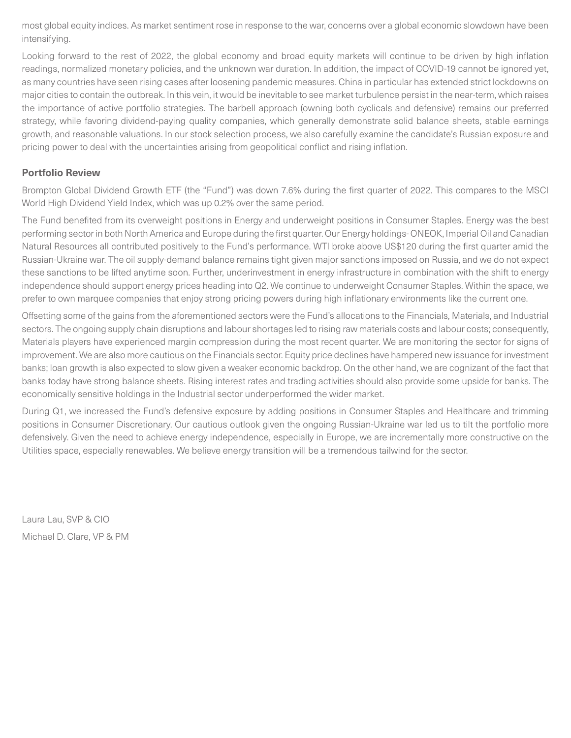most global equity indices. As market sentiment rose in response to the war, concerns over a global economic slowdown have been intensifying.

Looking forward to the rest of 2022, the global economy and broad equity markets will continue to be driven by high inflation readings, normalized monetary policies, and the unknown war duration. In addition, the impact of COVID-19 cannot be ignored yet, as many countries have seen rising cases after loosening pandemic measures. China in particular has extended strict lockdowns on major cities to contain the outbreak. In this vein, it would be inevitable to see market turbulence persist in the near-term, which raises the importance of active portfolio strategies. The barbell approach (owning both cyclicals and defensive) remains our preferred strategy, while favoring dividend-paying quality companies, which generally demonstrate solid balance sheets, stable earnings growth, and reasonable valuations. In our stock selection process, we also carefully examine the candidate's Russian exposure and pricing power to deal with the uncertainties arising from geopolitical conflict and rising inflation.

## Portfolio Review

Brompton Global Dividend Growth ETF (the "Fund") was down 7.6% during the first quarter of 2022. This compares to the MSCI World High Dividend Yield Index, which was up 0.2% over the same period.

The Fund benefited from its overweight positions in Energy and underweight positions in Consumer Staples. Energy was the best performing sector in both North America and Europe during the first quarter. Our Energy holdings- ONEOK, Imperial Oil and Canadian Natural Resources all contributed positively to the Fund's performance. WTI broke above US$120 during the first quarter amid the Russian-Ukraine war. The oil supply-demand balance remains tight given major sanctions imposed on Russia, and we do not expect these sanctions to be lifted anytime soon. Further, underinvestment in energy infrastructure in combination with the shift to energy independence should support energy prices heading into Q2. We continue to underweight Consumer Staples. Within the space, we prefer to own marquee companies that enjoy strong pricing powers during high inflationary environments like the current one.

Offsetting some of the gains from the aforementioned sectors were the Fund's allocations to the Financials, Materials, and Industrial sectors. The ongoing supply chain disruptions and labour shortages led to rising raw materials costs and labour costs; consequently, Materials players have experienced margin compression during the most recent quarter. We are monitoring the sector for signs of improvement. We are also more cautious on the Financials sector. Equity price declines have hampered new issuance for investment banks; loan growth is also expected to slow given a weaker economic backdrop. On the other hand, we are cognizant of the fact that banks today have strong balance sheets. Rising interest rates and trading activities should also provide some upside for banks. The economically sensitive holdings in the Industrial sector underperformed the wider market.

During Q1, we increased the Fund's defensive exposure by adding positions in Consumer Staples and Healthcare and trimming positions in Consumer Discretionary. Our cautious outlook given the ongoing Russian-Ukraine war led us to tilt the portfolio more defensively. Given the need to achieve energy independence, especially in Europe, we are incrementally more constructive on the Utilities space, especially renewables. We believe energy transition will be a tremendous tailwind for the sector.

Laura Lau, SVP & CIO

Michael D. Clare, VP & PM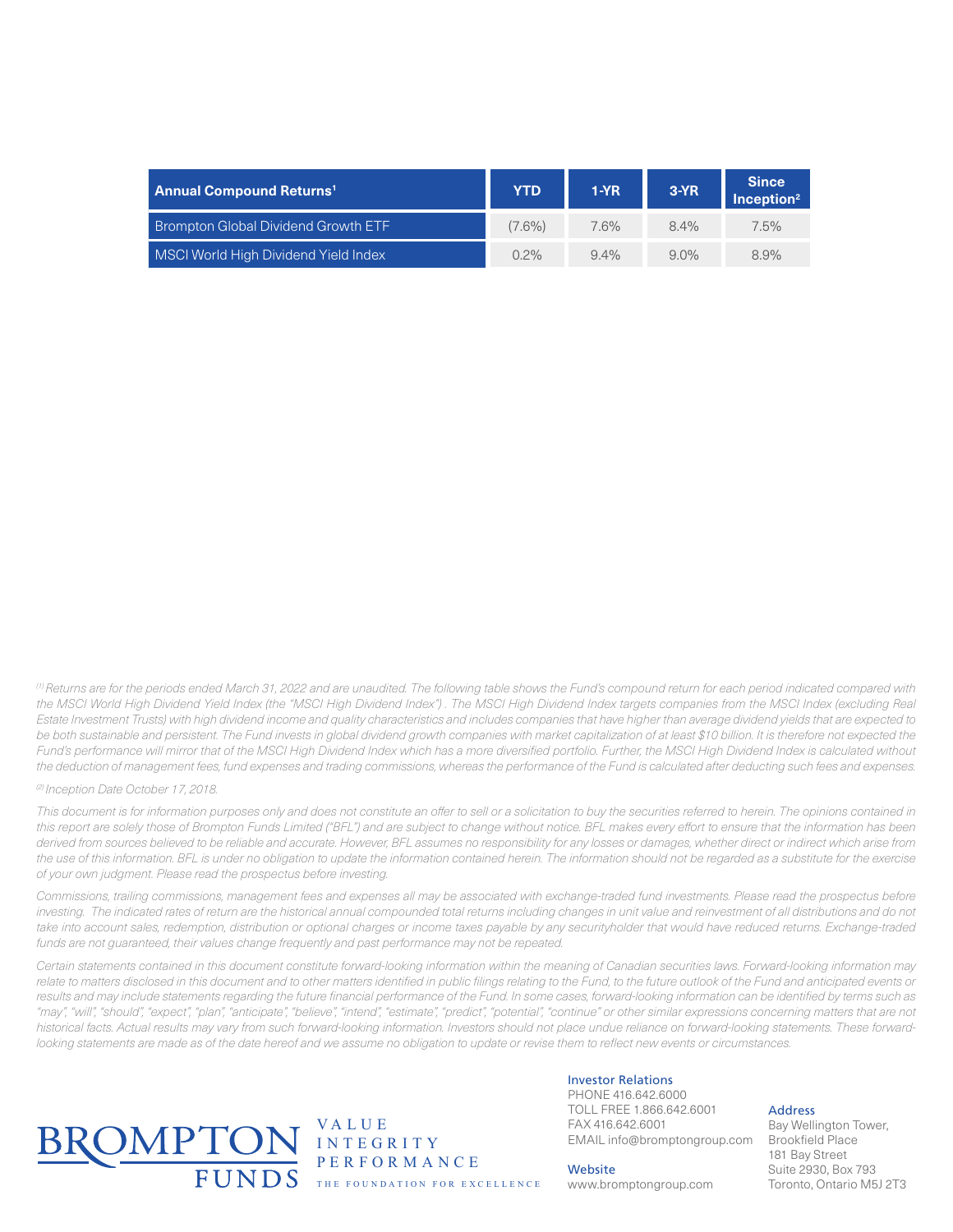| Annual Compound Returns[1] | YTD | 1-YR | 3-YR | Since Inception[2] |
|---|---|---|---|---|
| Brompton Global Dividend Growth ETF | (7.6%) | 7.6% | 8.4% | 7.5% |
| MSCI World High Dividend Yield Index | 0.2% | 9.4% | 9.0% | 8.9% |

*[1] Returns are for the periods ended March 31, 2022 and are unaudited. The following table shows the Fund's compound return for each period indicated compared with the MSCI World High Dividend Yield Index (the "MSCI High Dividend Index") . The MSCI High Dividend Index targets companies from the MSCI Index (excluding Real Estate Investment Trusts) with high dividend income and quality characteristics and includes companies that have higher than average dividend yields that are expected to be both sustainable and persistent. The Fund invests in global dividend growth companies with market capitalization of at least $10 billion. It is therefore not expected the Fund's performance will mirror that of the MSCI High Dividend Index which has a more diversified portfolio. Further, the MSCI High Dividend Index is calculated without the deduction of management fees, fund expenses and trading commissions, whereas the performance of the Fund is calculated after deducting such fees and expenses.*

*[2] Inception Date October 17, 2018.*

*This document is for information purposes only and does not constitute an offer to sell or a solicitation to buy the securities referred to herein. The opinions contained in this report are solely those of Brompton Funds Limited ("BFL") and are subject to change without notice. BFL makes every effort to ensure that the information has been derived from sources believed to be reliable and accurate. However, BFL assumes no responsibility for any losses or damages, whether direct or indirect which arise from the use of this information. BFL is under no obligation to update the information contained herein. The information should not be regarded as a substitute for the exercise of your own judgment. Please read the prospectus before investing.*

*Commissions, trailing commissions, management fees and expenses all may be associated with exchange-traded fund investments. Please read the prospectus before investing. The indicated rates of return are the historical annual compounded total returns including changes in unit value and reinvestment of all distributions and do not take into account sales, redemption, distribution or optional charges or income taxes payable by any securityholder that would have reduced returns. Exchange-traded funds are not guaranteed, their values change frequently and past performance may not be repeated.*

*Certain statements contained in this document constitute forward-looking information within the meaning of Canadian securities laws. Forward-looking information may relate to matters disclosed in this document and to other matters identified in public filings relating to the Fund, to the future outlook of the Fund and anticipated events or results and may include statements regarding the future financial performance of the Fund. In some cases, forward-looking information can be identified by terms such as "may", "will", "should", "expect", "plan", "anticipate", "believe", "intend", "estimate", "predict", "potential", "continue" or other similar expressions concerning matters that are not historical facts. Actual results may vary from such forward-looking information. Investors should not place undue reliance on forward-looking statements. These forward-looking statements are made as of the date hereof and we assume no obligation to update or revise them to reflect new events or circumstances.*

BROMPTON FUNDS

VALUE
INTEGRITY
PERFORMANCE
THE FOUNDATION FOR EXCELLENCE

**Investor Relations**
PHONE 416.642.6000
TOLL FREE 1.866.642.6001
FAX 416.642.6001
EMAIL info@bromptongroup.com

**Website**
www.bromptongroup.com

**Address**
Bay Wellington Tower,
Brookfield Place
181 Bay Street
Suite 2930, Box 793
Toronto, Ontario M5J 2T3